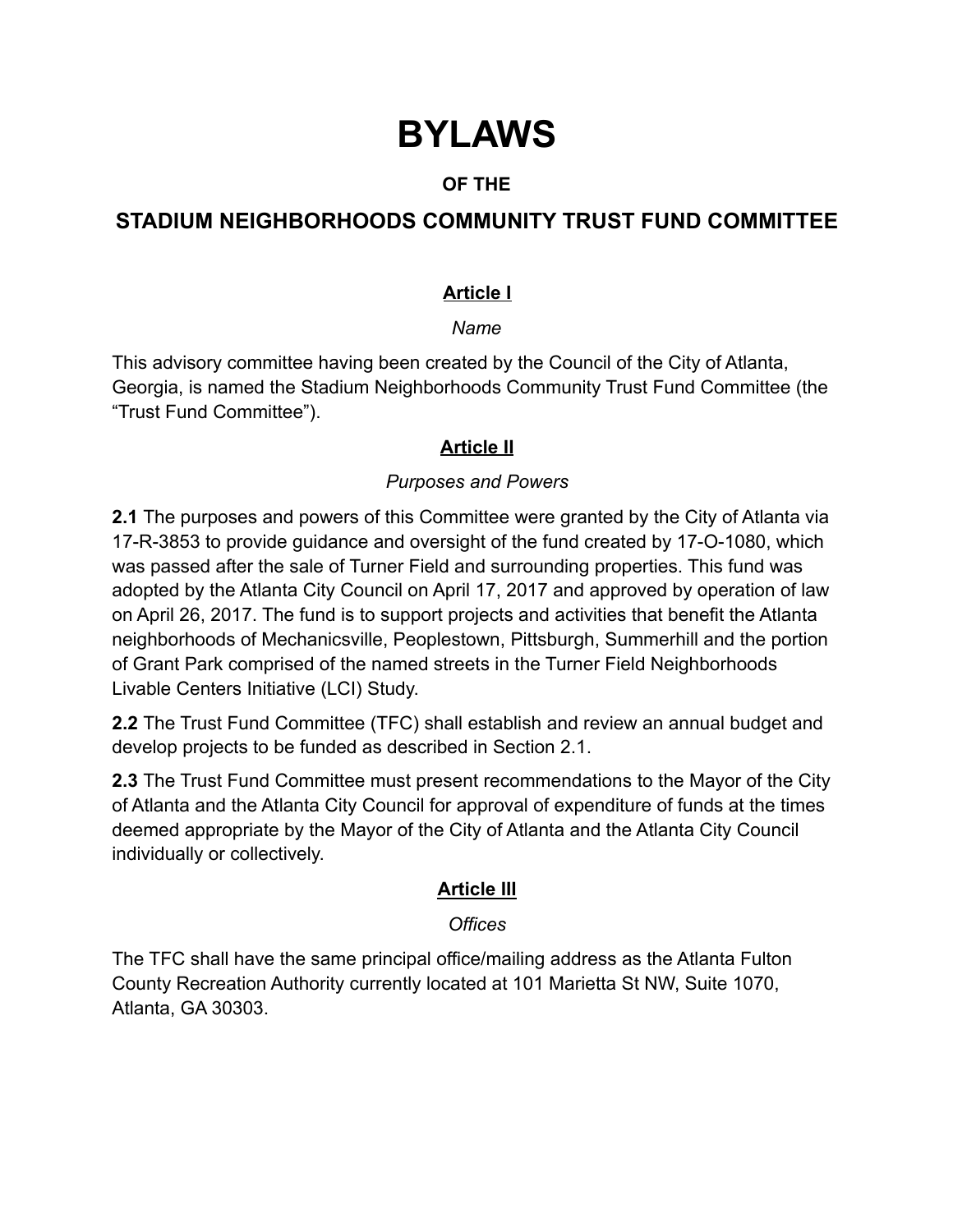# BYLAWS

### OF THE

## STADIUM NEIGHBORHOODS COMMUNITY TRUST FUND COMMITTEE

### Article I

*Name*

This advisory committee having been created by the Council of the City of Atlanta, Georgia, is named the Stadium Neighborhoods Community Trust Fund Committee (the "Trust Fund Committee").

### Article II

*Purposes and Powers*

**2.1** The purposes and powers of this Committee were granted by the City of Atlanta via 17-R-3853 to provide guidance and oversight of the fund created by 17-O-1080, which was passed after the sale of Turner Field and surrounding properties. This fund was adopted by the Atlanta City Council on April 17, 2017 and approved by operation of law on April 26, 2017. The fund is to support projects and activities that benefit the Atlanta neighborhoods of Mechanicsville, Peoplestown, Pittsburgh, Summerhill and the portion of Grant Park comprised of the named streets in the Turner Field Neighborhoods Livable Centers Initiative (LCI) Study.

**2.2** The Trust Fund Committee (TFC) shall establish and review an annual budget and develop projects to be funded as described in Section 2.1.

**2.3** The Trust Fund Committee must present recommendations to the Mayor of the City of Atlanta and the Atlanta City Council for approval of expenditure of funds at the times deemed appropriate by the Mayor of the City of Atlanta and the Atlanta City Council individually or collectively.

### Article III

*Offices*

The TFC shall have the same principal office/mailing address as the Atlanta Fulton County Recreation Authority currently located at 101 Marietta St NW, Suite 1070, Atlanta, GA 30303.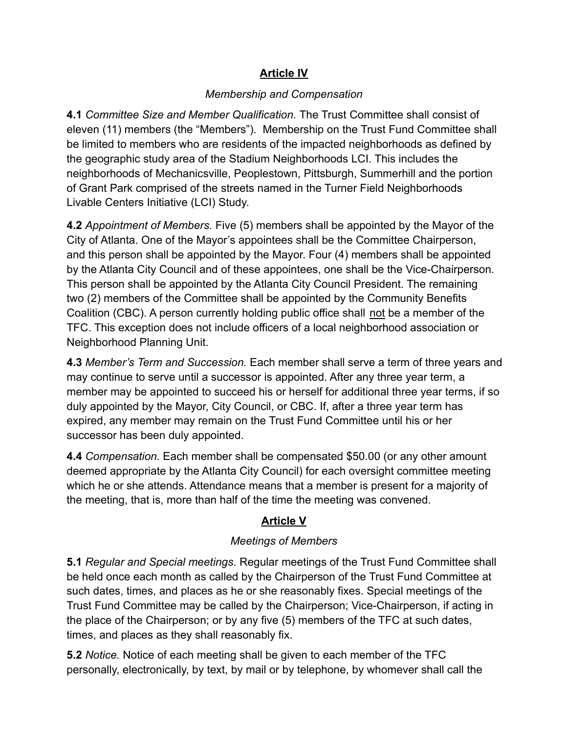## **Article IV**

*Membership and Compensation*

**4.1** *Committee Size and Member Qualification.* The Trust Committee shall consist of eleven (11) members (the "Members"). Membership on the Trust Fund Committee shall be limited to members who are residents of the impacted neighborhoods as defined by the geographic study area of the Stadium Neighborhoods LCI. This includes the neighborhoods of Mechanicsville, Peoplestown, Pittsburgh, Summerhill and the portion of Grant Park comprised of the streets named in the Turner Field Neighborhoods Livable Centers Initiative (LCI) Study.

**4.2** *Appointment of Members.* Five (5) members shall be appointed by the Mayor of the City of Atlanta. One of the Mayor's appointees shall be the Committee Chairperson, and this person shall be appointed by the Mayor. Four (4) members shall be appointed by the Atlanta City Council and of these appointees, one shall be the Vice-Chairperson. This person shall be appointed by the Atlanta City Council President. The remaining two (2) members of the Committee shall be appointed by the Community Benefits Coalition (CBC). A person currently holding public office shall not be a member of the TFC. This exception does not include officers of a local neighborhood association or Neighborhood Planning Unit.

**4.3** *Member's Term and Succession.* Each member shall serve a term of three years and may continue to serve until a successor is appointed. After any three year term, a member may be appointed to succeed his or herself for additional three year terms, if so duly appointed by the Mayor, City Council, or CBC. If, after a three year term has expired, any member may remain on the Trust Fund Committee until his or her successor has been duly appointed.

**4.4** *Compensation.* Each member shall be compensated $50.00 (or any other amount deemed appropriate by the Atlanta City Council) for each oversight committee meeting which he or she attends. Attendance means that a member is present for a majority of the meeting, that is, more than half of the time the meeting was convened.

## **Article V**

*Meetings of Members*

**5.1** *Regular and Special meetings*. Regular meetings of the Trust Fund Committee shall be held once each month as called by the Chairperson of the Trust Fund Committee at such dates, times, and places as he or she reasonably fixes. Special meetings of the Trust Fund Committee may be called by the Chairperson; Vice-Chairperson, if acting in the place of the Chairperson; or by any five (5) members of the TFC at such dates, times, and places as they shall reasonably fix.

**5.2** *Notice.* Notice of each meeting shall be given to each member of the TFC personally, electronically, by text, by mail or by telephone, by whomever shall call the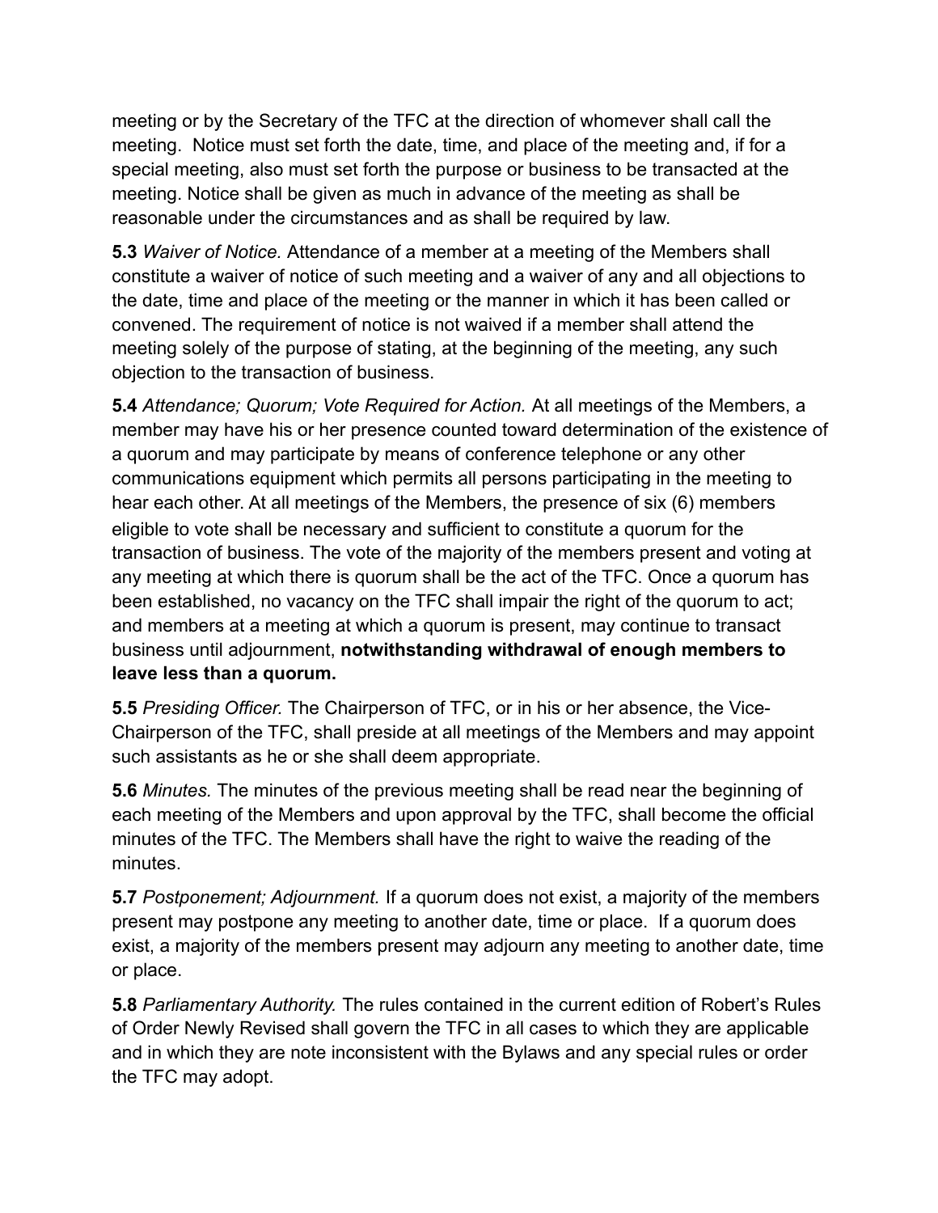meeting or by the Secretary of the TFC at the direction of whomever shall call the meeting. Notice must set forth the date, time, and place of the meeting and, if for a special meeting, also must set forth the purpose or business to be transacted at the meeting. Notice shall be given as much in advance of the meeting as shall be reasonable under the circumstances and as shall be required by law.

**5.3** *Waiver of Notice.* Attendance of a member at a meeting of the Members shall constitute a waiver of notice of such meeting and a waiver of any and all objections to the date, time and place of the meeting or the manner in which it has been called or convened. The requirement of notice is not waived if a member shall attend the meeting solely of the purpose of stating, at the beginning of the meeting, any such objection to the transaction of business.

**5.4** *Attendance; Quorum; Vote Required for Action.* At all meetings of the Members, a member may have his or her presence counted toward determination of the existence of a quorum and may participate by means of conference telephone or any other communications equipment which permits all persons participating in the meeting to hear each other. At all meetings of the Members, the presence of six (6) members eligible to vote shall be necessary and sufficient to constitute a quorum for the transaction of business. The vote of the majority of the members present and voting at any meeting at which there is quorum shall be the act of the TFC. Once a quorum has been established, no vacancy on the TFC shall impair the right of the quorum to act; and members at a meeting at which a quorum is present, may continue to transact business until adjournment, **notwithstanding withdrawal of enough members to leave less than a quorum.**

**5.5** *Presiding Officer.* The Chairperson of TFC, or in his or her absence, the Vice-Chairperson of the TFC, shall preside at all meetings of the Members and may appoint such assistants as he or she shall deem appropriate.

**5.6** *Minutes.* The minutes of the previous meeting shall be read near the beginning of each meeting of the Members and upon approval by the TFC, shall become the official minutes of the TFC. The Members shall have the right to waive the reading of the minutes.

**5.7** *Postponement; Adjournment.* If a quorum does not exist, a majority of the members present may postpone any meeting to another date, time or place. If a quorum does exist, a majority of the members present may adjourn any meeting to another date, time or place.

**5.8** *Parliamentary Authority.* The rules contained in the current edition of Robert's Rules of Order Newly Revised shall govern the TFC in all cases to which they are applicable and in which they are note inconsistent with the Bylaws and any special rules or order the TFC may adopt.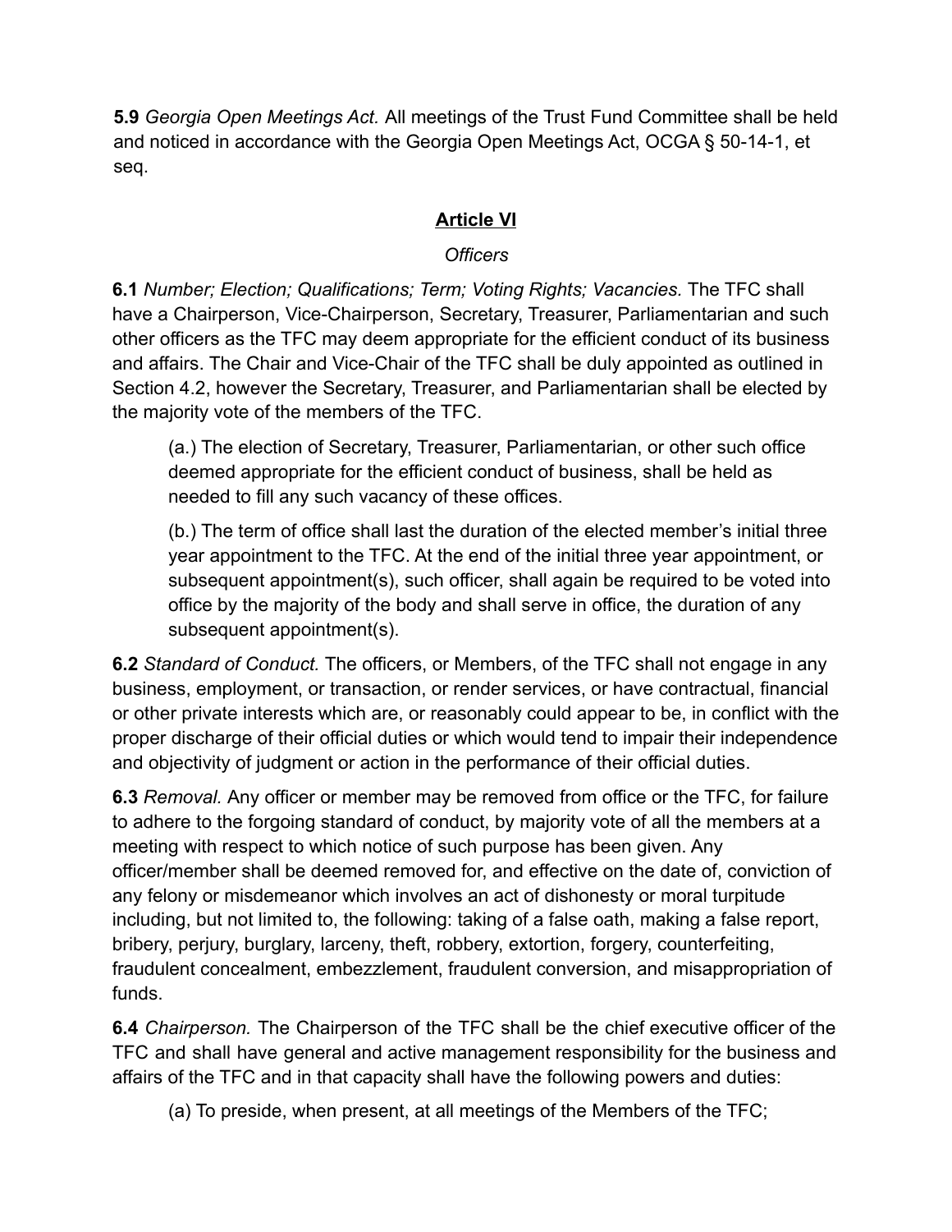**5.9** *Georgia Open Meetings Act.* All meetings of the Trust Fund Committee shall be held and noticed in accordance with the Georgia Open Meetings Act, OCGA § 50-14-1, et seq.

## Article VI

*Officers*

**6.1** *Number; Election; Qualifications; Term; Voting Rights; Vacancies.* The TFC shall have a Chairperson, Vice-Chairperson, Secretary, Treasurer, Parliamentarian and such other officers as the TFC may deem appropriate for the efficient conduct of its business and affairs. The Chair and Vice-Chair of the TFC shall be duly appointed as outlined in Section 4.2, however the Secretary, Treasurer, and Parliamentarian shall be elected by the majority vote of the members of the TFC.

(a.) The election of Secretary, Treasurer, Parliamentarian, or other such office deemed appropriate for the efficient conduct of business, shall be held as needed to fill any such vacancy of these offices.

(b.) The term of office shall last the duration of the elected member's initial three year appointment to the TFC. At the end of the initial three year appointment, or subsequent appointment(s), such officer, shall again be required to be voted into office by the majority of the body and shall serve in office, the duration of any subsequent appointment(s).

**6.2** *Standard of Conduct.* The officers, or Members, of the TFC shall not engage in any business, employment, or transaction, or render services, or have contractual, financial or other private interests which are, or reasonably could appear to be, in conflict with the proper discharge of their official duties or which would tend to impair their independence and objectivity of judgment or action in the performance of their official duties.

**6.3** *Removal.* Any officer or member may be removed from office or the TFC, for failure to adhere to the forgoing standard of conduct, by majority vote of all the members at a meeting with respect to which notice of such purpose has been given. Any officer/member shall be deemed removed for, and effective on the date of, conviction of any felony or misdemeanor which involves an act of dishonesty or moral turpitude including, but not limited to, the following: taking of a false oath, making a false report, bribery, perjury, burglary, larceny, theft, robbery, extortion, forgery, counterfeiting, fraudulent concealment, embezzlement, fraudulent conversion, and misappropriation of funds.

**6.4** *Chairperson.* The Chairperson of the TFC shall be the chief executive officer of the TFC and shall have general and active management responsibility for the business and affairs of the TFC and in that capacity shall have the following powers and duties:

(a) To preside, when present, at all meetings of the Members of the TFC;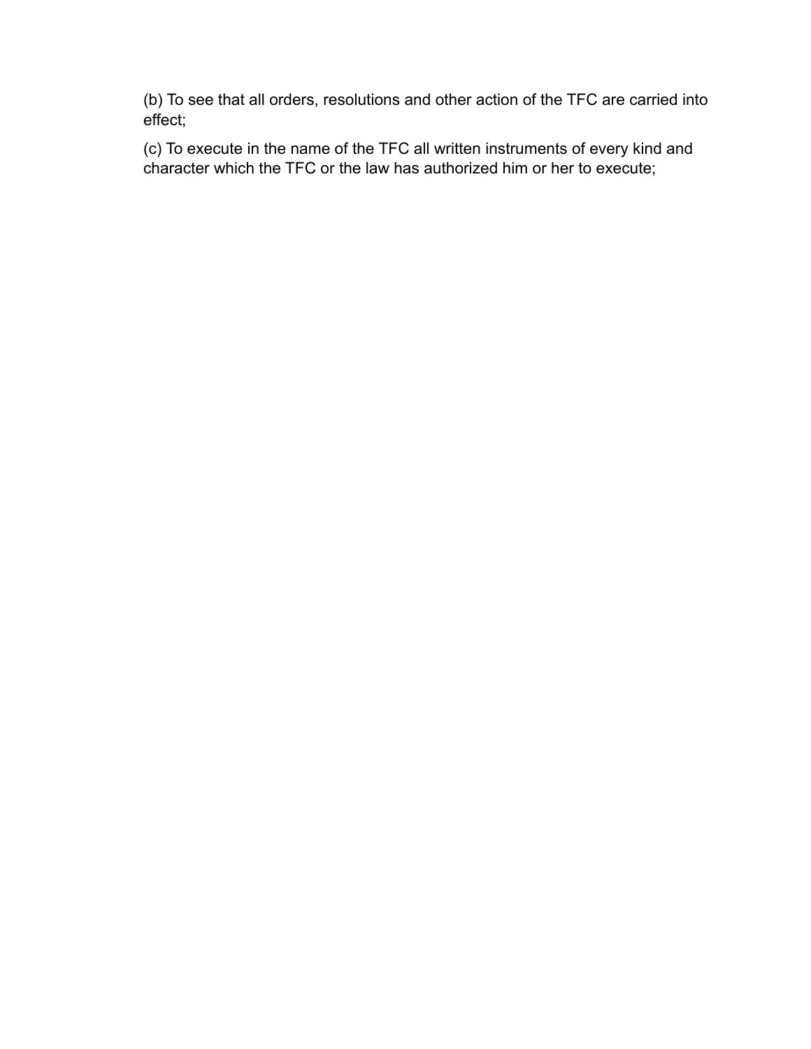(b) To see that all orders, resolutions and other action of the TFC are carried into effect;

(c) To execute in the name of the TFC all written instruments of every kind and character which the TFC or the law has authorized him or her to execute;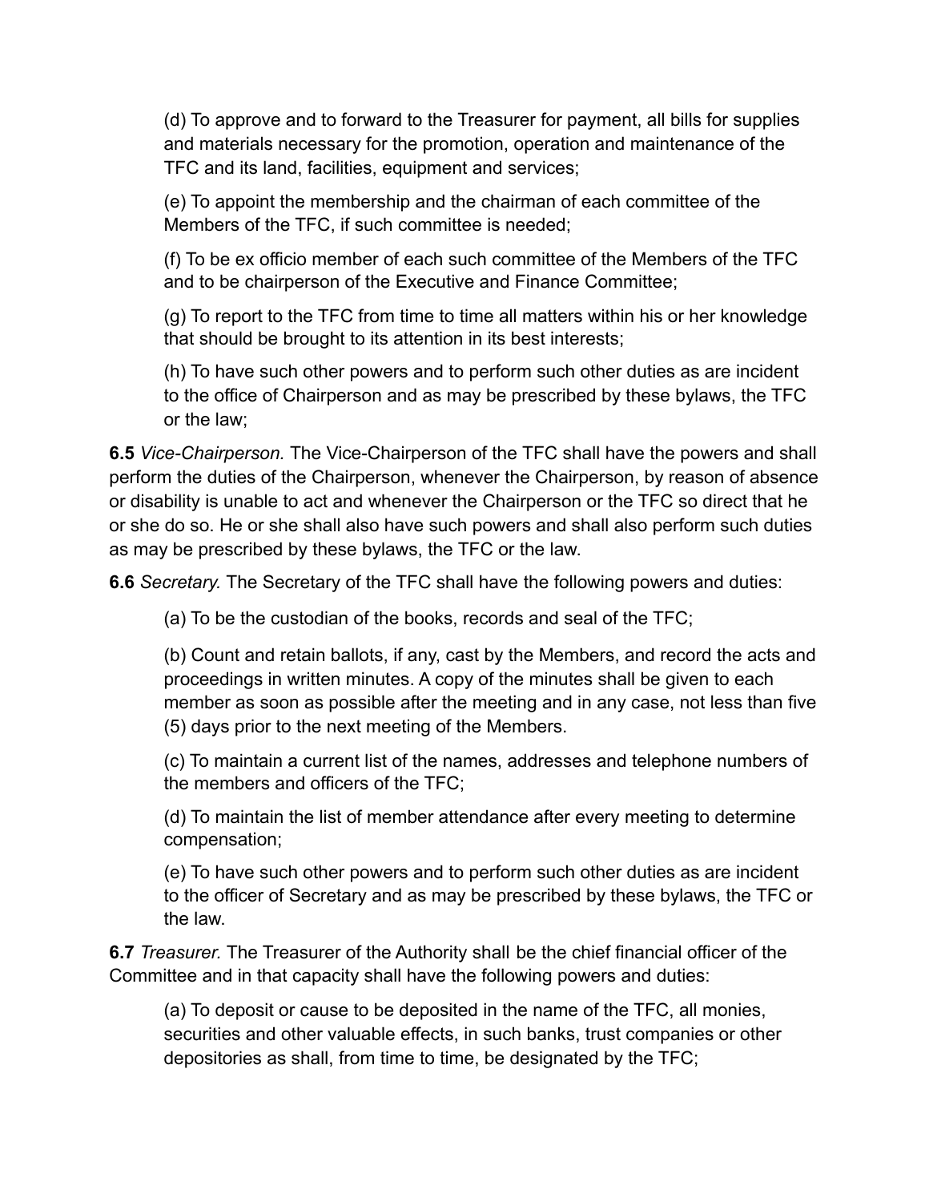(d) To approve and to forward to the Treasurer for payment, all bills for supplies and materials necessary for the promotion, operation and maintenance of the TFC and its land, facilities, equipment and services;

(e) To appoint the membership and the chairman of each committee of the Members of the TFC, if such committee is needed;

(f) To be ex officio member of each such committee of the Members of the TFC and to be chairperson of the Executive and Finance Committee;

(g) To report to the TFC from time to time all matters within his or her knowledge that should be brought to its attention in its best interests;

(h) To have such other powers and to perform such other duties as are incident to the office of Chairperson and as may be prescribed by these bylaws, the TFC or the law;

**6.5** *Vice-Chairperson.* The Vice-Chairperson of the TFC shall have the powers and shall perform the duties of the Chairperson, whenever the Chairperson, by reason of absence or disability is unable to act and whenever the Chairperson or the TFC so direct that he or she do so. He or she shall also have such powers and shall also perform such duties as may be prescribed by these bylaws, the TFC or the law.

**6.6** *Secretary.* The Secretary of the TFC shall have the following powers and duties:

(a) To be the custodian of the books, records and seal of the TFC;

(b) Count and retain ballots, if any, cast by the Members, and record the acts and proceedings in written minutes. A copy of the minutes shall be given to each member as soon as possible after the meeting and in any case, not less than five (5) days prior to the next meeting of the Members.

(c) To maintain a current list of the names, addresses and telephone numbers of the members and officers of the TFC;

(d) To maintain the list of member attendance after every meeting to determine compensation;

(e) To have such other powers and to perform such other duties as are incident to the officer of Secretary and as may be prescribed by these bylaws, the TFC or the law.

**6.7** *Treasurer.* The Treasurer of the Authority shall be the chief financial officer of the Committee and in that capacity shall have the following powers and duties:

(a) To deposit or cause to be deposited in the name of the TFC, all monies, securities and other valuable effects, in such banks, trust companies or other depositories as shall, from time to time, be designated by the TFC;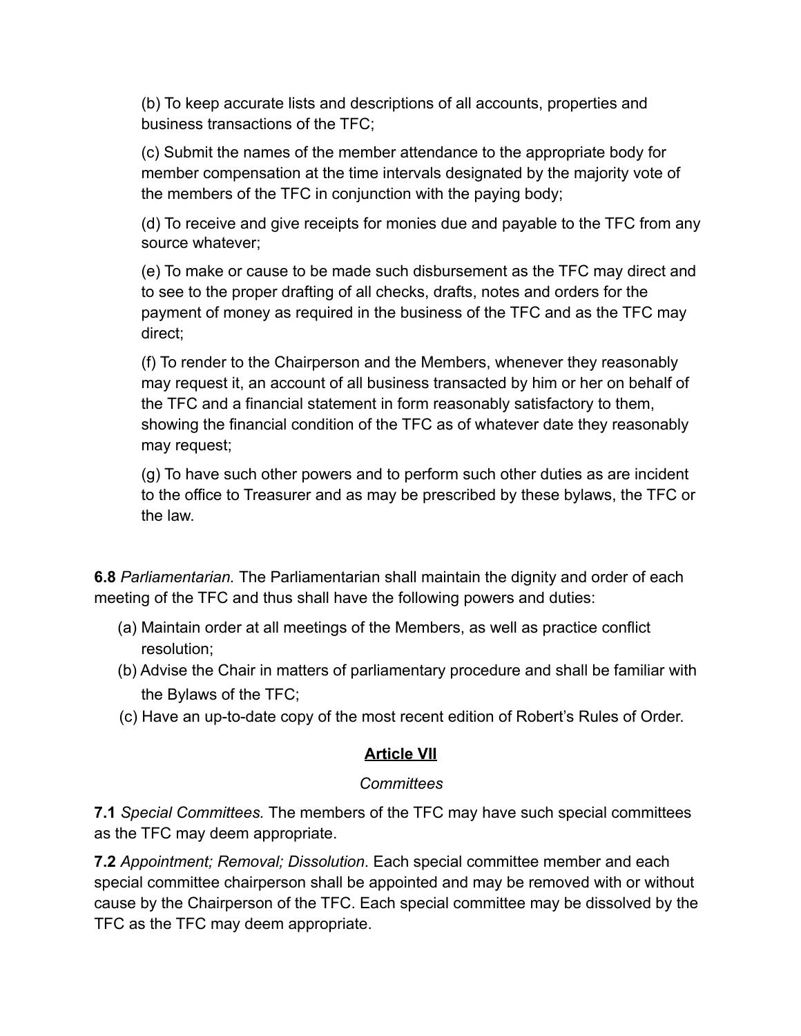(b) To keep accurate lists and descriptions of all accounts, properties and business transactions of the TFC;

(c) Submit the names of the member attendance to the appropriate body for member compensation at the time intervals designated by the majority vote of the members of the TFC in conjunction with the paying body;

(d) To receive and give receipts for monies due and payable to the TFC from any source whatever;

(e) To make or cause to be made such disbursement as the TFC may direct and to see to the proper drafting of all checks, drafts, notes and orders for the payment of money as required in the business of the TFC and as the TFC may direct;

(f) To render to the Chairperson and the Members, whenever they reasonably may request it, an account of all business transacted by him or her on behalf of the TFC and a financial statement in form reasonably satisfactory to them, showing the financial condition of the TFC as of whatever date they reasonably may request;

(g) To have such other powers and to perform such other duties as are incident to the office to Treasurer and as may be prescribed by these bylaws, the TFC or the law.

**6.8** *Parliamentarian.* The Parliamentarian shall maintain the dignity and order of each meeting of the TFC and thus shall have the following powers and duties:

(a) Maintain order at all meetings of the Members, as well as practice conflict resolution;

(b) Advise the Chair in matters of parliamentary procedure and shall be familiar with the Bylaws of the TFC;

(c) Have an up-to-date copy of the most recent edition of Robert's Rules of Order.

## Article VII

*Committees*

**7.1** *Special Committees.* The members of the TFC may have such special committees as the TFC may deem appropriate.

**7.2** *Appointment; Removal; Dissolution*. Each special committee member and each special committee chairperson shall be appointed and may be removed with or without cause by the Chairperson of the TFC. Each special committee may be dissolved by the TFC as the TFC may deem appropriate.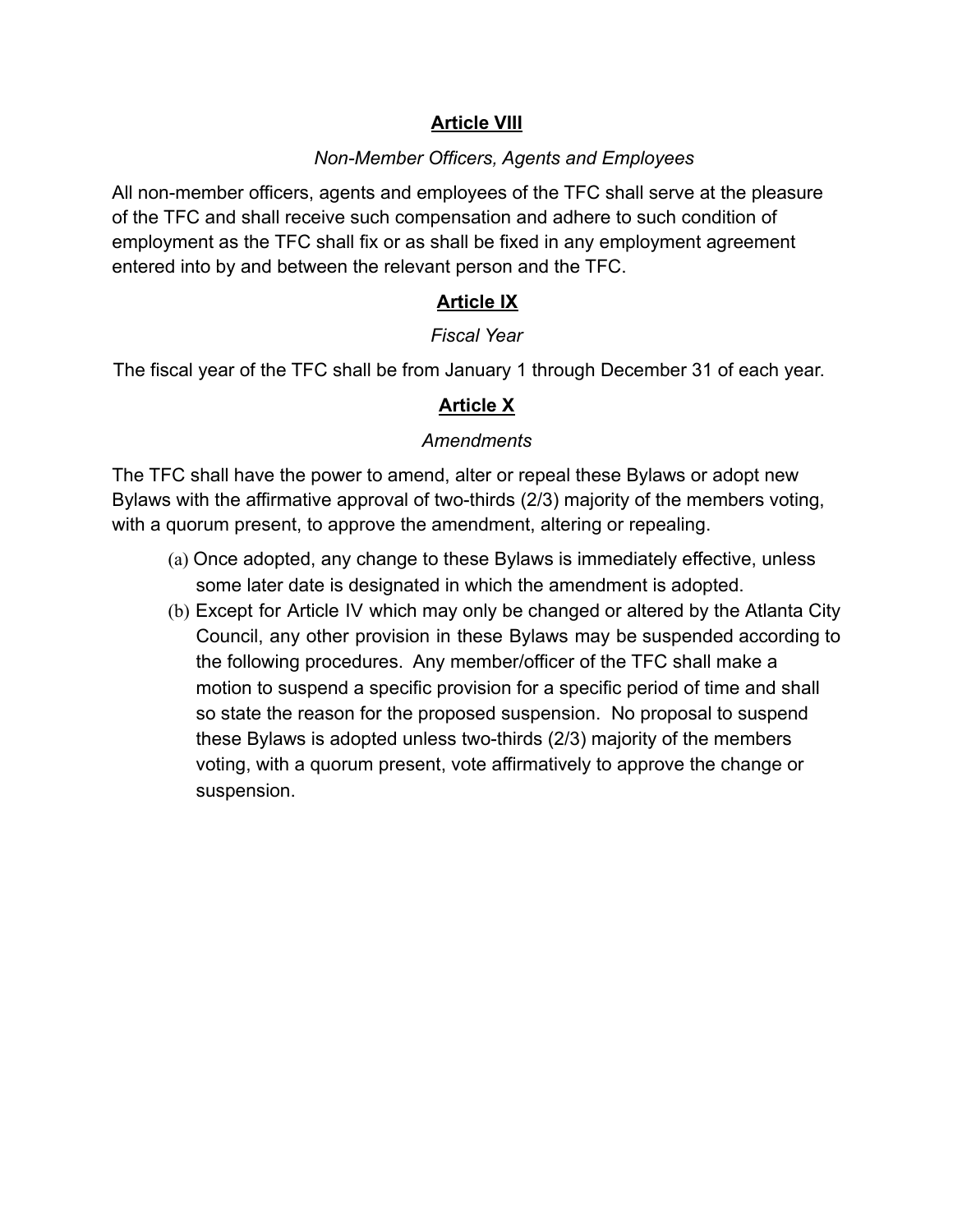## **Article VIII**

*Non-Member Officers, Agents and Employees*

All non-member officers, agents and employees of the TFC shall serve at the pleasure of the TFC and shall receive such compensation and adhere to such condition of employment as the TFC shall fix or as shall be fixed in any employment agreement entered into by and between the relevant person and the TFC.

## **Article IX**

*Fiscal Year*

The fiscal year of the TFC shall be from January 1 through December 31 of each year.

## **Article X**

*Amendments*

The TFC shall have the power to amend, alter or repeal these Bylaws or adopt new Bylaws with the affirmative approval of two-thirds (2/3) majority of the members voting, with a quorum present, to approve the amendment, altering or repealing.

(a) Once adopted, any change to these Bylaws is immediately effective, unless some later date is designated in which the amendment is adopted.

(b) Except for Article IV which may only be changed or altered by the Atlanta City Council, any other provision in these Bylaws may be suspended according to the following procedures. Any member/officer of the TFC shall make a motion to suspend a specific provision for a specific period of time and shall so state the reason for the proposed suspension. No proposal to suspend these Bylaws is adopted unless two-thirds (2/3) majority of the members voting, with a quorum present, vote affirmatively to approve the change or suspension.